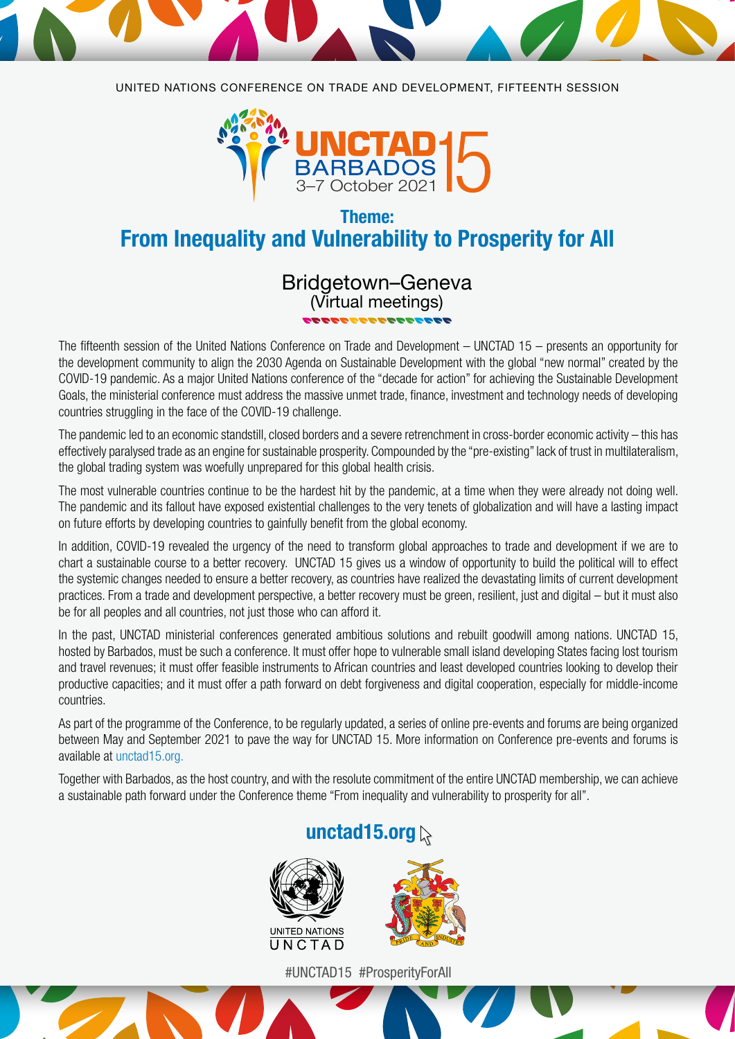UNITED NATIONS CONFERENCE ON TRADE AND DEVELOPMENT, FIFTEENTH SESSION

UNCTAD 15
BARBADOS
3–7 October 2021

## Theme:
# From Inequality and Vulnerability to Prosperity for All

### Bridgetown–Geneva
(Virtual meetings)

The fifteenth session of the United Nations Conference on Trade and Development – UNCTAD 15 – presents an opportunity for the development community to align the 2030 Agenda on Sustainable Development with the global "new normal" created by the COVID-19 pandemic. As a major United Nations conference of the "decade for action" for achieving the Sustainable Development Goals, the ministerial conference must address the massive unmet trade, finance, investment and technology needs of developing countries struggling in the face of the COVID-19 challenge.

The pandemic led to an economic standstill, closed borders and a severe retrenchment in cross-border economic activity – this has effectively paralysed trade as an engine for sustainable prosperity. Compounded by the "pre-existing" lack of trust in multilateralism, the global trading system was woefully unprepared for this global health crisis.

The most vulnerable countries continue to be the hardest hit by the pandemic, at a time when they were already not doing well. The pandemic and its fallout have exposed existential challenges to the very tenets of globalization and will have a lasting impact on future efforts by developing countries to gainfully benefit from the global economy.

In addition, COVID-19 revealed the urgency of the need to transform global approaches to trade and development if we are to chart a sustainable course to a better recovery. UNCTAD 15 gives us a window of opportunity to build the political will to effect the systemic changes needed to ensure a better recovery, as countries have realized the devastating limits of current development practices. From a trade and development perspective, a better recovery must be green, resilient, just and digital – but it must also be for all peoples and all countries, not just those who can afford it.

In the past, UNCTAD ministerial conferences generated ambitious solutions and rebuilt goodwill among nations. UNCTAD 15, hosted by Barbados, must be such a conference. It must offer hope to vulnerable small island developing States facing lost tourism and travel revenues; it must offer feasible instruments to African countries and least developed countries looking to develop their productive capacities; and it must offer a path forward on debt forgiveness and digital cooperation, especially for middle-income countries.

As part of the programme of the Conference, to be regularly updated, a series of online pre-events and forums are being organized between May and September 2021 to pave the way for UNCTAD 15. More information on Conference pre-events and forums is available at unctad15.org.

Together with Barbados, as the host country, and with the resolute commitment of the entire UNCTAD membership, we can achieve a sustainable path forward under the Conference theme "From inequality and vulnerability to prosperity for all".

**unctad15.org**

UNITED NATIONS
UNCTAD

PRIDE AND INDUSTRY

#UNCTAD15 #ProsperityForAll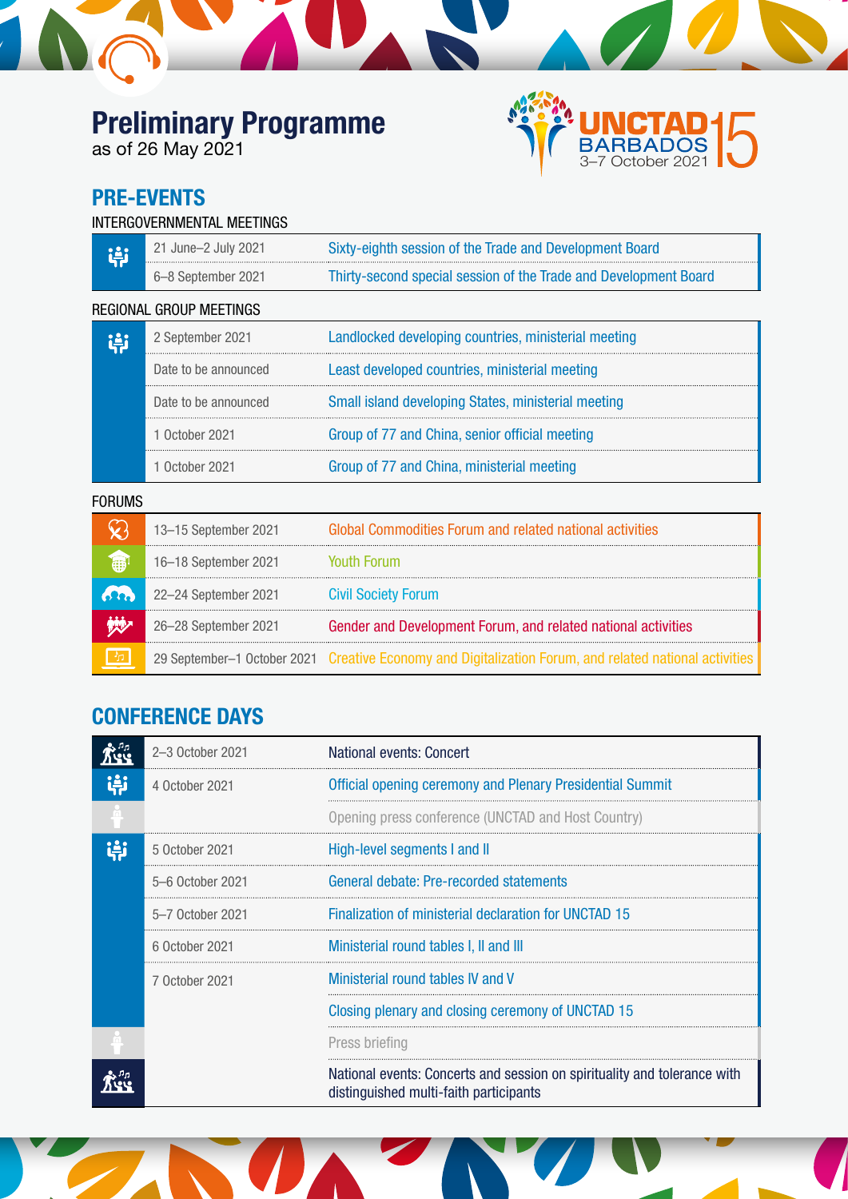# Preliminary Programme

as of 26 May 2021

UNCTAD 15 BARBADOS 3–7 October 2021

## PRE-EVENTS

### INTERGOVERNMENTAL MEETINGS

| | |
|---|---|
| 21 June–2 July 2021 | Sixty-eighth session of the Trade and Development Board |
| 6–8 September 2021 | Thirty-second special session of the Trade and Development Board |

### REGIONAL GROUP MEETINGS

| | |
|---|---|
| 2 September 2021 | Landlocked developing countries, ministerial meeting |
| Date to be announced | Least developed countries, ministerial meeting |
| Date to be announced | Small island developing States, ministerial meeting |
| 1 October 2021 | Group of 77 and China, senior official meeting |
| 1 October 2021 | Group of 77 and China, ministerial meeting |

### FORUMS

| | |
|---|---|
| 13–15 September 2021 | Global Commodities Forum and related national activities |
| 16–18 September 2021 | Youth Forum |
| 22–24 September 2021 | Civil Society Forum |
| 26–28 September 2021 | Gender and Development Forum, and related national activities |
| 29 September–1 October 2021 | Creative Economy and Digitalization Forum, and related national activities |

## CONFERENCE DAYS

| | |
|---|---|
| 2–3 October 2021 | National events: Concert |
| 4 October 2021 | Official opening ceremony and Plenary Presidential Summit |
| | Opening press conference (UNCTAD and Host Country) |
| 5 October 2021 | High-level segments I and II |
| 5–6 October 2021 | General debate: Pre-recorded statements |
| 5–7 October 2021 | Finalization of ministerial declaration for UNCTAD 15 |
| 6 October 2021 | Ministerial round tables I, II and III |
| 7 October 2021 | Ministerial round tables IV and V |
| | Closing plenary and closing ceremony of UNCTAD 15 |
| | Press briefing |
| | National events: Concerts and session on spirituality and tolerance with distinguished multi-faith participants |